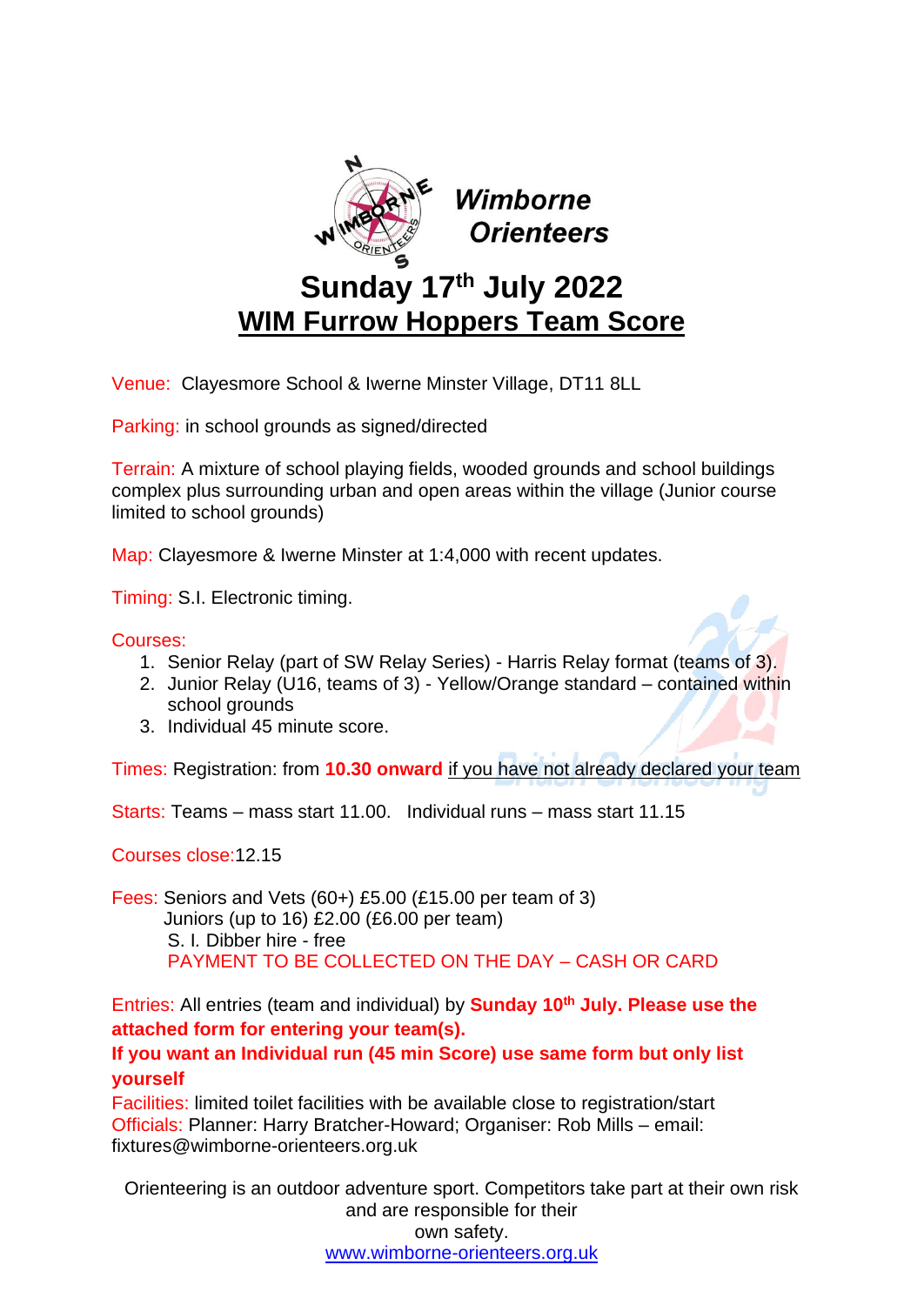**Wimborne Orienteers**

# Sunday 17th July 2022

## WIM Furrow Hoppers Team Score

Venue: Clayesmore School & Iwerne Minster Village, DT11 8LL

Parking: in school grounds as signed/directed

Terrain: A mixture of school playing fields, wooded grounds and school buildings complex plus surrounding urban and open areas within the village (Junior course limited to school grounds)

Map: Clayesmore & Iwerne Minster at 1:4,000 with recent updates.

Timing: S.I. Electronic timing.

Courses:

1. Senior Relay (part of SW Relay Series) - Harris Relay format (teams of 3).
2. Junior Relay (U16, teams of 3) - Yellow/Orange standard – contained within school grounds
3. Individual 45 minute score.

Times: Registration: from **10.30 onward** if you have not already declared your team

Starts: Teams – mass start 11.00. Individual runs – mass start 11.15

Courses close: 12.15

Fees: Seniors and Vets (60+) £5.00 (£15.00 per team of 3)
Juniors (up to 16) £2.00 (£6.00 per team)
S. I. Dibber hire - free
PAYMENT TO BE COLLECTED ON THE DAY – CASH OR CARD

Entries: All entries (team and individual) by **Sunday 10th July. Please use the attached form for entering your team(s).**

**If you want an Individual run (45 min Score) use same form but only list yourself**

Facilities: limited toilet facilities with be available close to registration/start

Officials: Planner: Harry Bratcher-Howard; Organiser: Rob Mills – email: fixtures@wimborne-orienteers.org.uk

Orienteering is an outdoor adventure sport. Competitors take part at their own risk and are responsible for their own safety.

www.wimborne-orienteers.org.uk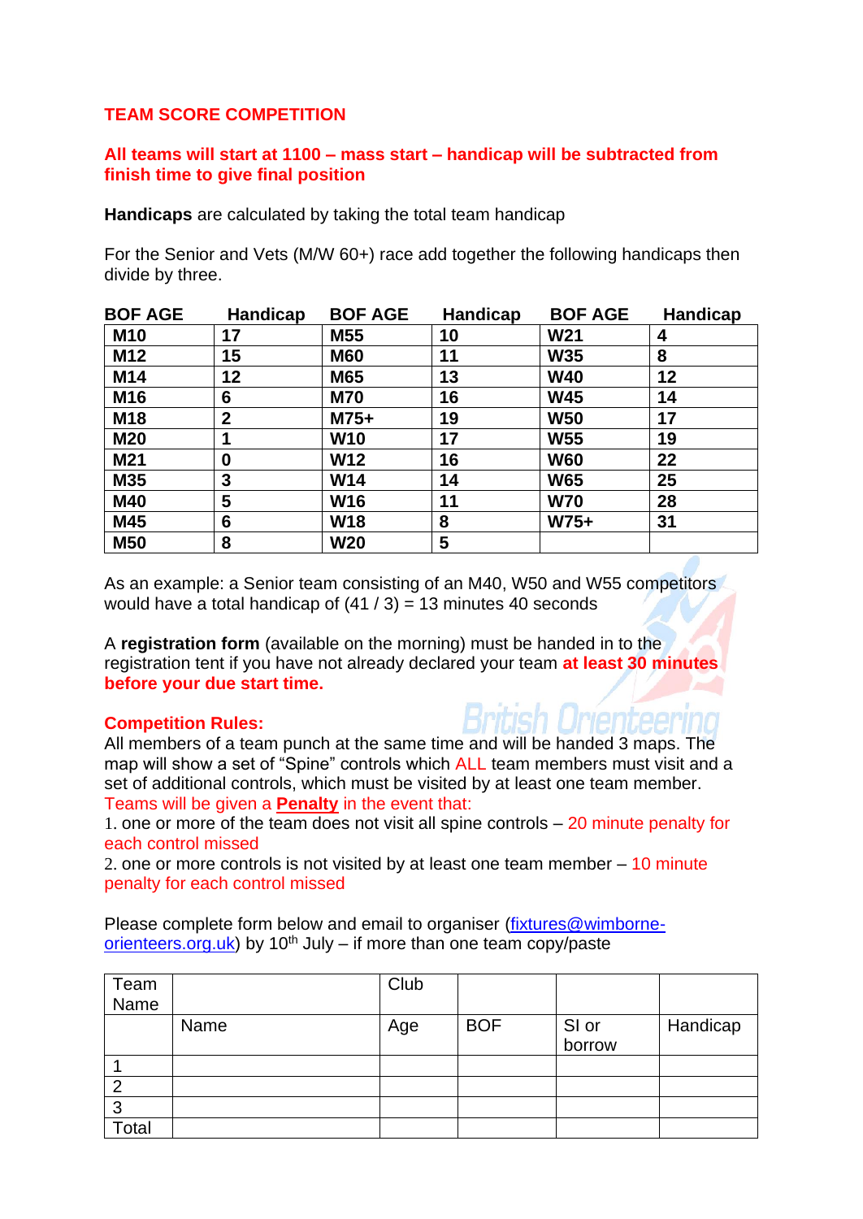## TEAM SCORE COMPETITION

**All teams will start at 1100 – mass start – handicap will be subtracted from finish time to give final position**

**Handicaps** are calculated by taking the total team handicap

For the Senior and Vets (M/W 60+) race add together the following handicaps then divide by three.

| BOF AGE | Handicap | BOF AGE | Handicap | BOF AGE | Handicap |
|---|---|---|---|---|---|
| M10 | 17 | M55 | 10 | W21 | 4 |
| M12 | 15 | M60 | 11 | W35 | 8 |
| M14 | 12 | M65 | 13 | W40 | 12 |
| M16 | 6 | M70 | 16 | W45 | 14 |
| M18 | 2 | M75+ | 19 | W50 | 17 |
| M20 | 1 | W10 | 17 | W55 | 19 |
| M21 | 0 | W12 | 16 | W60 | 22 |
| M35 | 3 | W14 | 14 | W65 | 25 |
| M40 | 5 | W16 | 11 | W70 | 28 |
| M45 | 6 | W18 | 8 | W75+ | 31 |
| M50 | 8 | W20 | 5 | | |

As an example: a Senior team consisting of an M40, W50 and W55 competitors would have a total handicap of (41 / 3) = 13 minutes 40 seconds

A **registration form** (available on the morning) must be handed in to the registration tent if you have not already declared your team **at least 30 minutes before your due start time.**

**Competition Rules:**

All members of a team punch at the same time and will be handed 3 maps. The map will show a set of "Spine" controls which ALL team members must visit and a set of additional controls, which must be visited by at least one team member.

Teams will be given a **Penalty** in the event that:

1. one or more of the team does not visit all spine controls – 20 minute penalty for each control missed
2. one or more controls is not visited by at least one team member – 10 minute penalty for each control missed

Please complete form below and email to organiser (fixtures@wimborne-orienteers.org.uk) by 10th July – if more than one team copy/paste

| Team Name | | Club | | | |
|---|---|---|---|---|---|
| | Name | Age | BOF | SI or borrow | Handicap |
| 1 | | | | | |
| 2 | | | | | |
| 3 | | | | | |
| Total | | | | | |